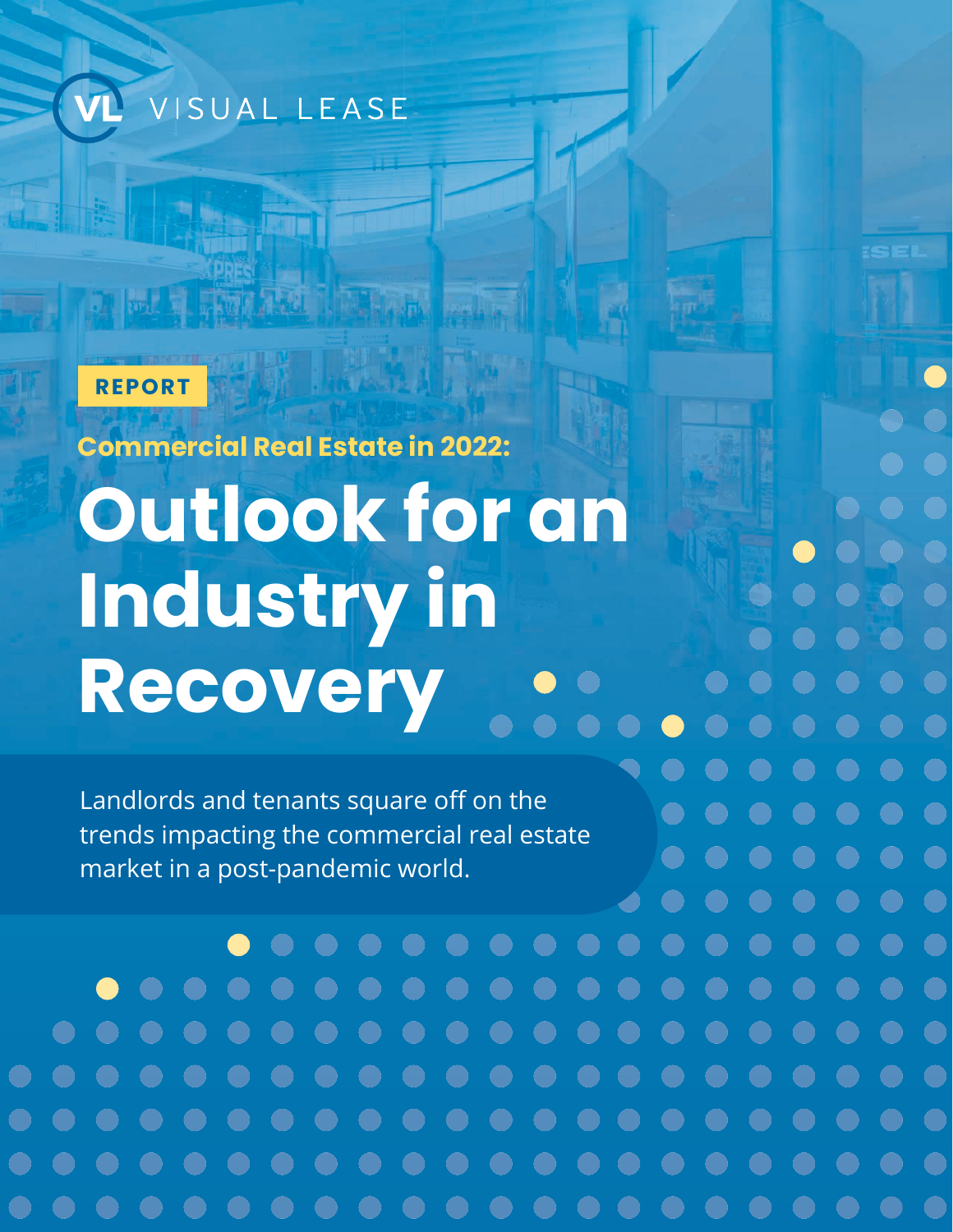VISUAL LEASE

REPORT

## Commercial Real Estate in 2022:

# Outlook for an Industry in Recovery

Landlords and tenants square off on the trends impacting the commercial real estate market in a post-pandemic world.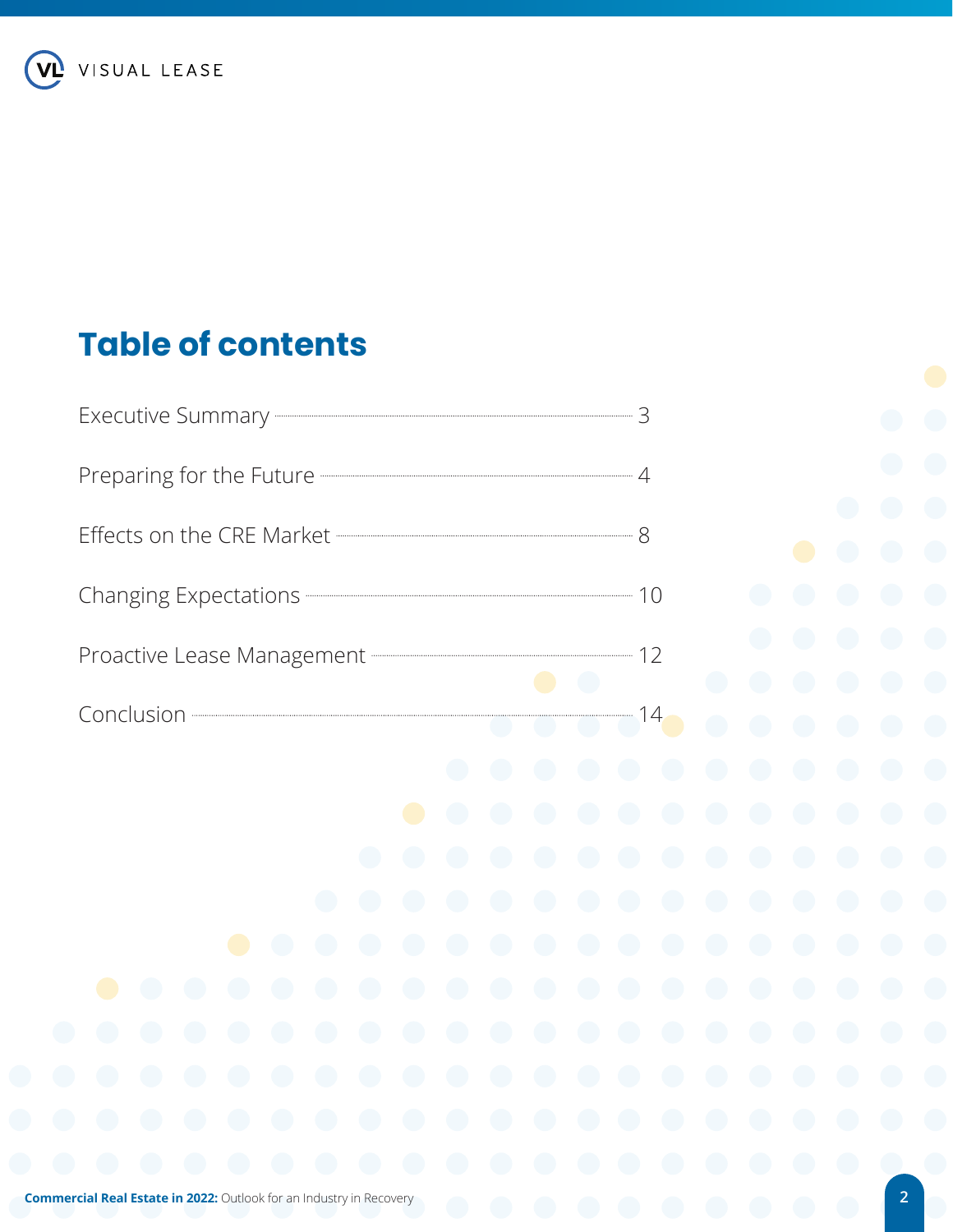# Table of contents

| Section | Page |
|---|---|
| Executive Summary | 3 |
| Preparing for the Future | 4 |
| Effects on the CRE Market | 8 |
| Changing Expectations | 10 |
| Proactive Lease Management | 12 |
| Conclusion | 14 |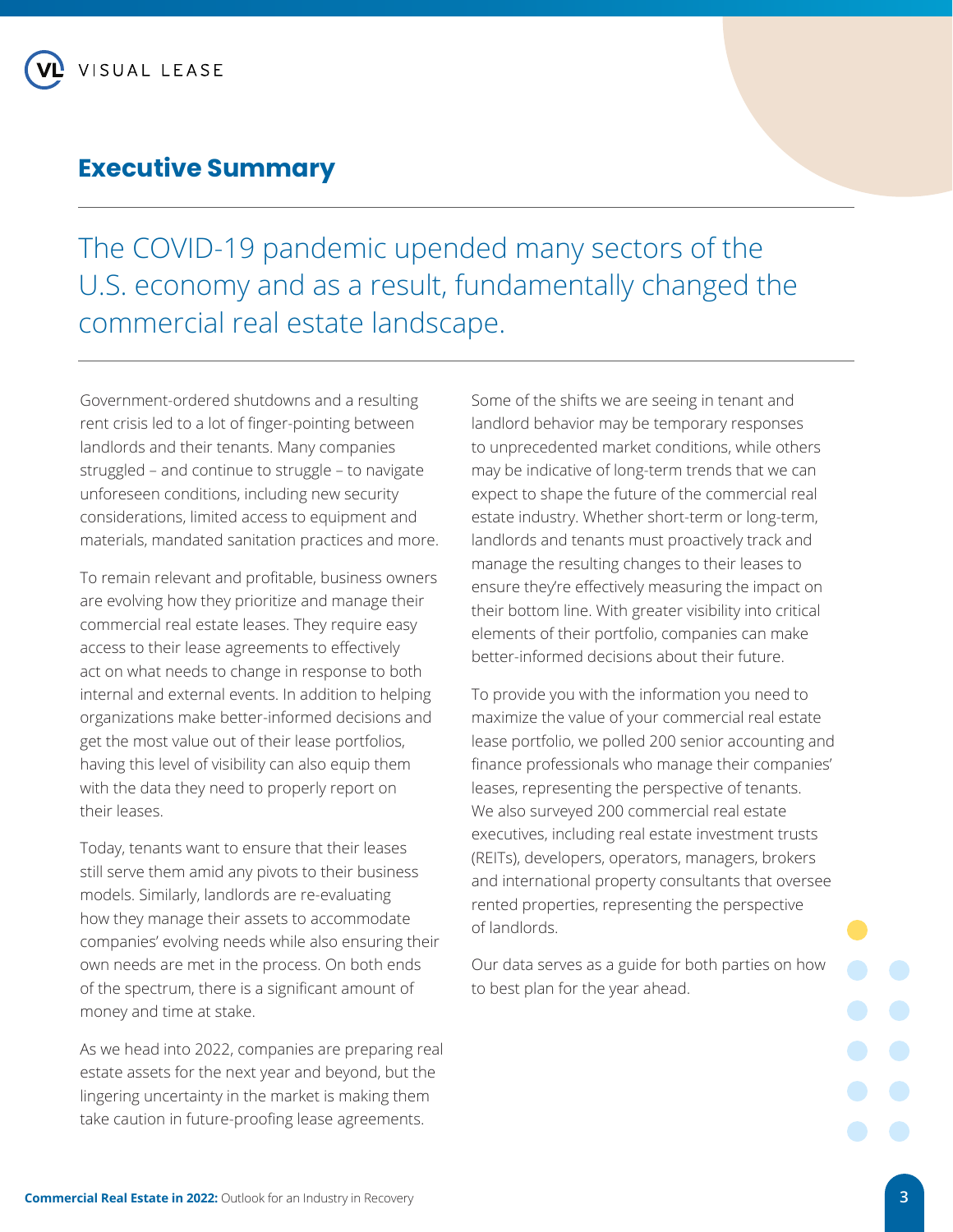## Executive Summary

The COVID-19 pandemic upended many sectors of the U.S. economy and as a result, fundamentally changed the commercial real estate landscape.

Government-ordered shutdowns and a resulting rent crisis led to a lot of finger-pointing between landlords and their tenants. Many companies struggled – and continue to struggle – to navigate unforeseen conditions, including new security considerations, limited access to equipment and materials, mandated sanitation practices and more.

To remain relevant and profitable, business owners are evolving how they prioritize and manage their commercial real estate leases. They require easy access to their lease agreements to effectively act on what needs to change in response to both internal and external events. In addition to helping organizations make better-informed decisions and get the most value out of their lease portfolios, having this level of visibility can also equip them with the data they need to properly report on their leases.

Today, tenants want to ensure that their leases still serve them amid any pivots to their business models. Similarly, landlords are re-evaluating how they manage their assets to accommodate companies' evolving needs while also ensuring their own needs are met in the process. On both ends of the spectrum, there is a significant amount of money and time at stake.

As we head into 2022, companies are preparing real estate assets for the next year and beyond, but the lingering uncertainty in the market is making them take caution in future-proofing lease agreements.

Some of the shifts we are seeing in tenant and landlord behavior may be temporary responses to unprecedented market conditions, while others may be indicative of long-term trends that we can expect to shape the future of the commercial real estate industry. Whether short-term or long-term, landlords and tenants must proactively track and manage the resulting changes to their leases to ensure they're effectively measuring the impact on their bottom line. With greater visibility into critical elements of their portfolio, companies can make better-informed decisions about their future.

To provide you with the information you need to maximize the value of your commercial real estate lease portfolio, we polled 200 senior accounting and finance professionals who manage their companies' leases, representing the perspective of tenants. We also surveyed 200 commercial real estate executives, including real estate investment trusts (REITs), developers, operators, managers, brokers and international property consultants that oversee rented properties, representing the perspective of landlords.

Our data serves as a guide for both parties on how to best plan for the year ahead.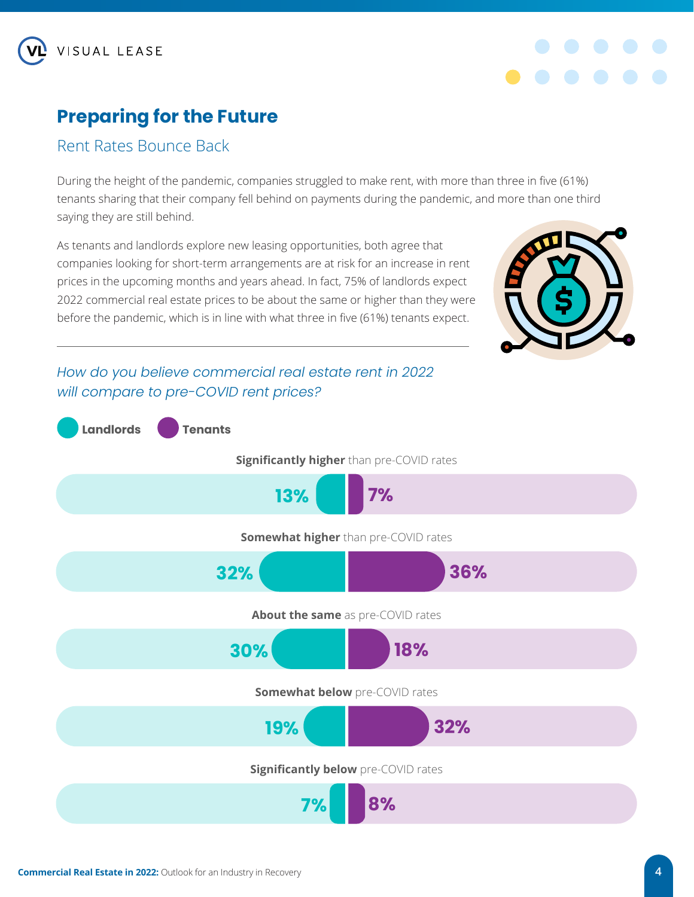## Preparing for the Future

### Rent Rates Bounce Back

During the height of the pandemic, companies struggled to make rent, with more than three in five (61%) tenants sharing that their company fell behind on payments during the pandemic, and more than one third saying they are still behind.

As tenants and landlords explore new leasing opportunities, both agree that companies looking for short-term arrangements are at risk for an increase in rent prices in the upcoming months and years ahead. In fact, 75% of landlords expect 2022 commercial real estate prices to be about the same or higher than they were before the pandemic, which is in line with what three in five (61%) tenants expect.

---

*How do you believe commercial real estate rent in 2022 will compare to pre-COVID rent prices?*

| | Landlords | Tenants |
|---|---|---|
| **Significantly higher** than pre-COVID rates | 13% | 7% |
| **Somewhat higher** than pre-COVID rates | 32% | 36% |
| **About the same** as pre-COVID rates | 30% | 18% |
| **Somewhat below** pre-COVID rates | 19% | 32% |
| **Significantly below** pre-COVID rates | 7% | 8% |

**Commercial Real Estate in 2022:** Outlook for an Industry in Recovery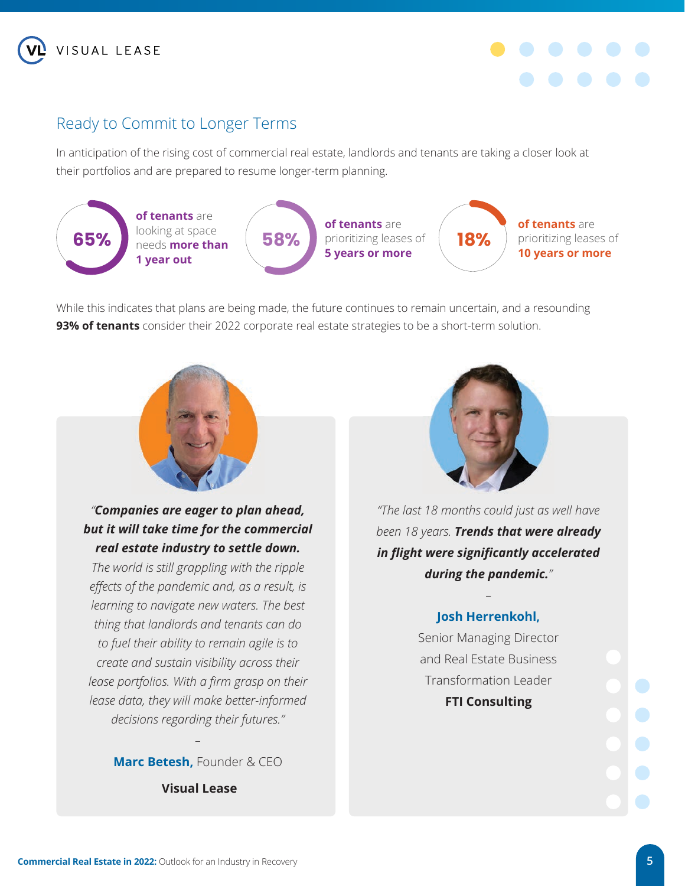## Ready to Commit to Longer Terms

In anticipation of the rising cost of commercial real estate, landlords and tenants are taking a closer look at their portfolios and are prepared to resume longer-term planning.

**65%** **of tenants** are looking at space needs **more than 1 year out**

**58%** **of tenants** are prioritizing leases of **5 years or more**

**18%** **of tenants** are prioritizing leases of **10 years or more**

While this indicates that plans are being made, the future continues to remain uncertain, and a resounding **93% of tenants** consider their 2022 corporate real estate strategies to be a short-term solution.

*"**Companies are eager to plan ahead, but it will take time for the commercial real estate industry to settle down.** The world is still grappling with the ripple effects of the pandemic and, as a result, is learning to navigate new waters. The best thing that landlords and tenants can do to fuel their ability to remain agile is to create and sustain visibility across their lease portfolios. With a firm grasp on their lease data, they will make better-informed decisions regarding their futures."*

–

**Marc Betesh,** Founder & CEO

**Visual Lease**

*"The last 18 months could just as well have been 18 years. **Trends that were already in flight were significantly accelerated during the pandemic.**"*

–

**Josh Herrenkohl,**
Senior Managing Director and Real Estate Business Transformation Leader

**FTI Consulting**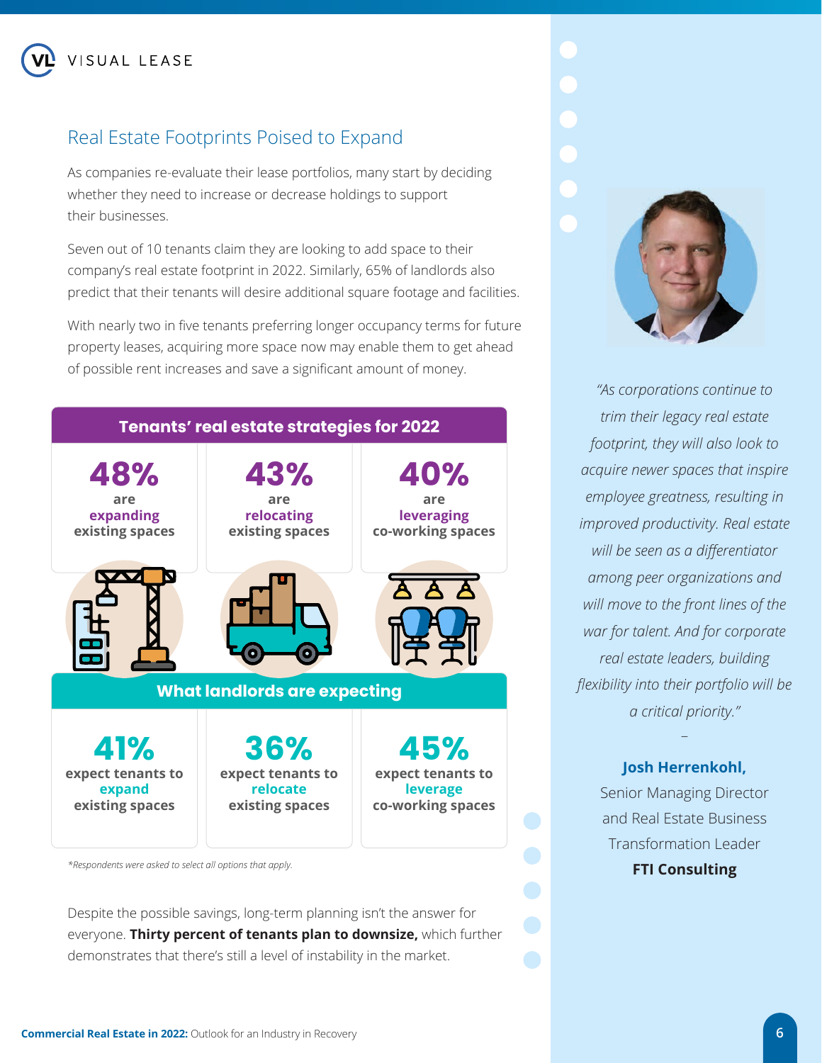## Real Estate Footprints Poised to Expand

As companies re-evaluate their lease portfolios, many start by deciding whether they need to increase or decrease holdings to support their businesses.

Seven out of 10 tenants claim they are looking to add space to their company's real estate footprint in 2022. Similarly, 65% of landlords also predict that their tenants will desire additional square footage and facilities.

With nearly two in five tenants preferring longer occupancy terms for future property leases, acquiring more space now may enable them to get ahead of possible rent increases and save a significant amount of money.

**Tenants' real estate strategies for 2022**

| 48% | 43% | 40% |
|---|---|---|
| are **expanding** existing spaces | are **relocating** existing spaces | are **leveraging** co-working spaces |

**What landlords are expecting**

| 41% | 36% | 45% |
|---|---|---|
| expect tenants to **expand** existing spaces | expect tenants to **relocate** existing spaces | expect tenants to **leverage** co-working spaces |

*\*Respondents were asked to select all options that apply.*

Despite the possible savings, long-term planning isn't the answer for everyone. **Thirty percent of tenants plan to downsize,** which further demonstrates that there's still a level of instability in the market.

> *"As corporations continue to trim their legacy real estate footprint, they will also look to acquire newer spaces that inspire employee greatness, resulting in improved productivity. Real estate will be seen as a differentiator among peer organizations and will move to the front lines of the war for talent. And for corporate real estate leaders, building flexibility into their portfolio will be a critical priority."*
>
> –
>
> **Josh Herrenkohl,**
> Senior Managing Director and Real Estate Business Transformation Leader
> **FTI Consulting**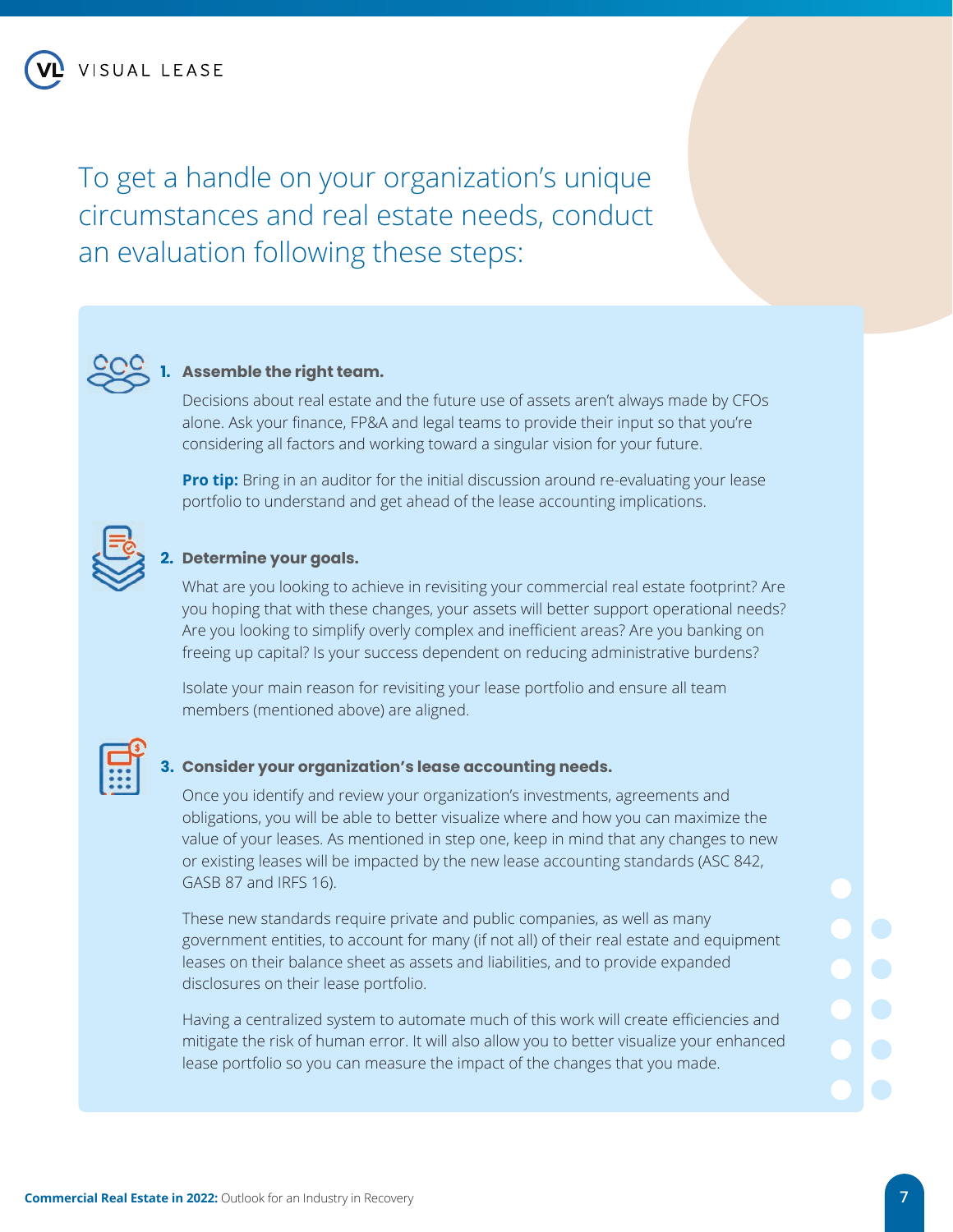## To get a handle on your organization's unique circumstances and real estate needs, conduct an evaluation following these steps:

1. **Assemble the right team.**

   Decisions about real estate and the future use of assets aren't always made by CFOs alone. Ask your finance, FP&A and legal teams to provide their input so that you're considering all factors and working toward a singular vision for your future.

   **Pro tip:** Bring in an auditor for the initial discussion around re-evaluating your lease portfolio to understand and get ahead of the lease accounting implications.

2. **Determine your goals.**

   What are you looking to achieve in revisiting your commercial real estate footprint? Are you hoping that with these changes, your assets will better support operational needs? Are you looking to simplify overly complex and inefficient areas? Are you banking on freeing up capital? Is your success dependent on reducing administrative burdens?

   Isolate your main reason for revisiting your lease portfolio and ensure all team members (mentioned above) are aligned.

3. **Consider your organization's lease accounting needs.**

   Once you identify and review your organization's investments, agreements and obligations, you will be able to better visualize where and how you can maximize the value of your leases. As mentioned in step one, keep in mind that any changes to new or existing leases will be impacted by the new lease accounting standards (ASC 842, GASB 87 and IRFS 16).

   These new standards require private and public companies, as well as many government entities, to account for many (if not all) of their real estate and equipment leases on their balance sheet as assets and liabilities, and to provide expanded disclosures on their lease portfolio.

   Having a centralized system to automate much of this work will create efficiencies and mitigate the risk of human error. It will also allow you to better visualize your enhanced lease portfolio so you can measure the impact of the changes that you made.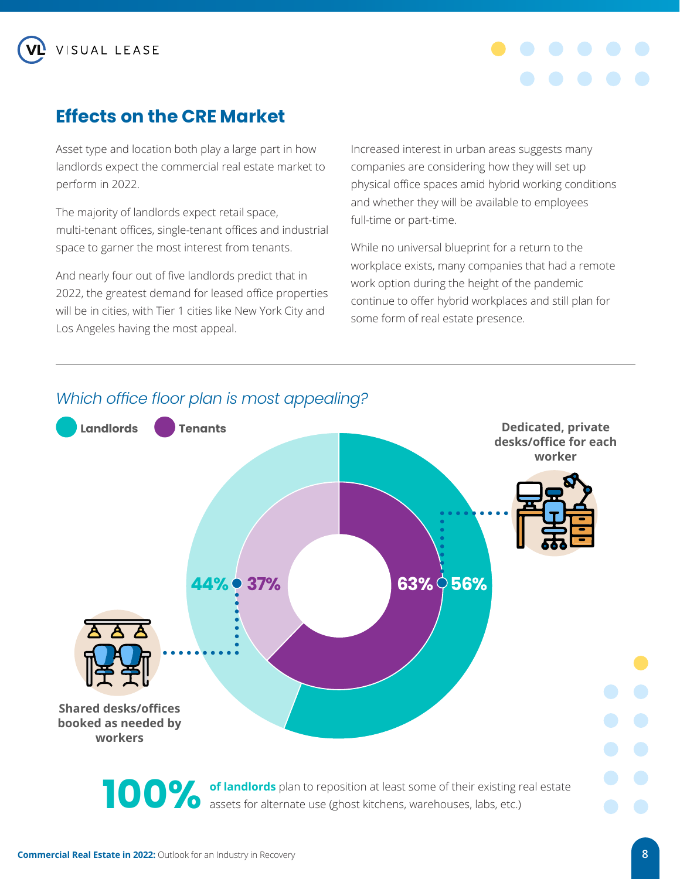## Effects on the CRE Market

Asset type and location both play a large part in how landlords expect the commercial real estate market to perform in 2022.

The majority of landlords expect retail space, multi-tenant offices, single-tenant offices and industrial space to garner the most interest from tenants.

And nearly four out of five landlords predict that in 2022, the greatest demand for leased office properties will be in cities, with Tier 1 cities like New York City and Los Angeles having the most appeal.

Increased interest in urban areas suggests many companies are considering how they will set up physical office spaces amid hybrid working conditions and whether they will be available to employees full-time or part-time.

While no universal blueprint for a return to the workplace exists, many companies that had a remote work option during the height of the pandemic continue to offer hybrid workplaces and still plan for some form of real estate presence.

---

*Which office floor plan is most appealing?*

Landlords | Tenants

**Dedicated, private desks/office for each worker**: 63% (Tenants), 56% (Landlords)

**Shared desks/offices booked as needed by workers**: 44% (Landlords), 37% (Tenants)

**100%** **of landlords** plan to reposition at least some of their existing real estate assets for alternate use (ghost kitchens, warehouses, labs, etc.)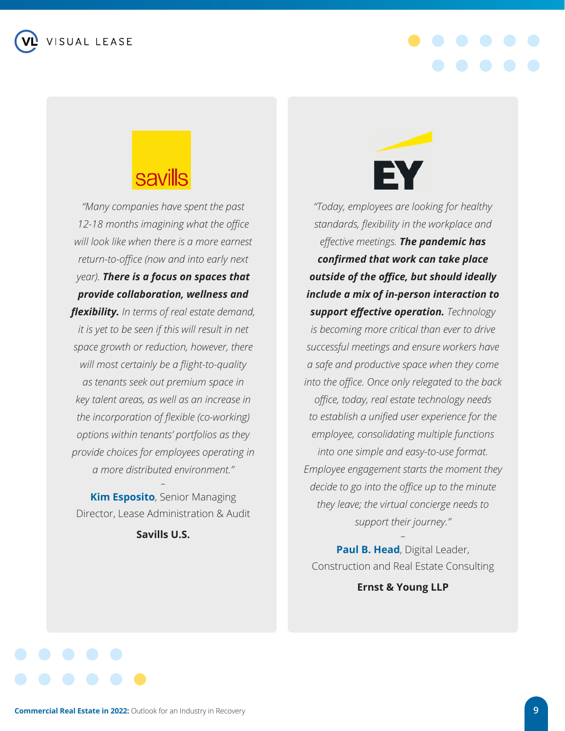savills

*"Many companies have spent the past 12-18 months imagining what the office will look like when there is a more earnest return-to-office (now and into early next year).* ***There is a focus on spaces that provide collaboration, wellness and flexibility.*** *In terms of real estate demand, it is yet to be seen if this will result in net space growth or reduction, however, there will most certainly be a flight-to-quality as tenants seek out premium space in key talent areas, as well as an increase in the incorporation of flexible (co-working) options within tenants' portfolios as they provide choices for employees operating in a more distributed environment."*

–

**Kim Esposito**, Senior Managing Director, Lease Administration & Audit

**Savills U.S.**

EY

*"Today, employees are looking for healthy standards, flexibility in the workplace and effective meetings.* ***The pandemic has confirmed that work can take place outside of the office, but should ideally include a mix of in-person interaction to support effective operation.*** *Technology is becoming more critical than ever to drive successful meetings and ensure workers have a safe and productive space when they come into the office. Once only relegated to the back office, today, real estate technology needs to establish a unified user experience for the employee, consolidating multiple functions into one simple and easy-to-use format. Employee engagement starts the moment they decide to go into the office up to the minute they leave; the virtual concierge needs to support their journey."*

–

**Paul B. Head**, Digital Leader, Construction and Real Estate Consulting

**Ernst & Young LLP**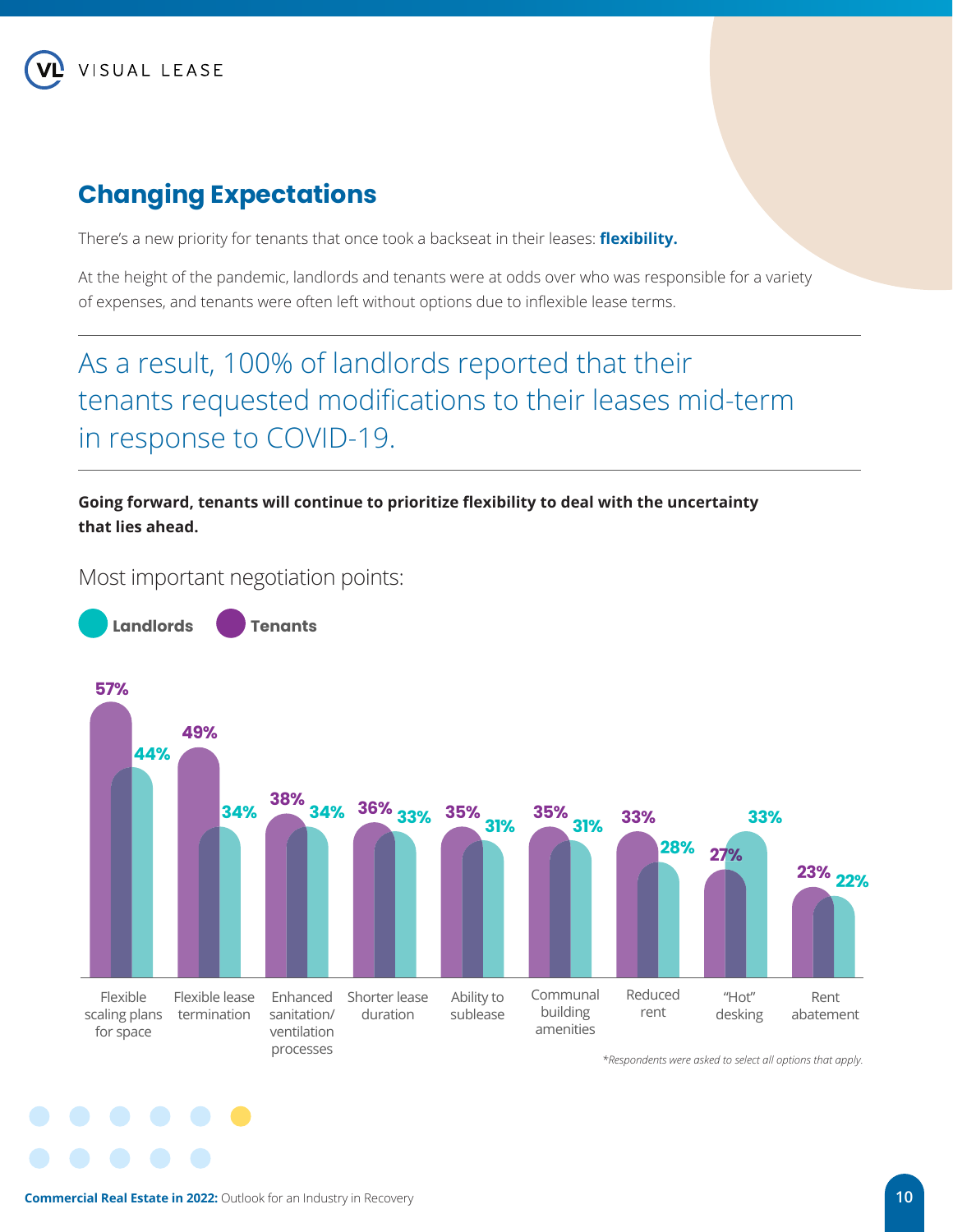## Changing Expectations

There's a new priority for tenants that once took a backseat in their leases: **flexibility.**

At the height of the pandemic, landlords and tenants were at odds over who was responsible for a variety of expenses, and tenants were often left without options due to inflexible lease terms.

As a result, 100% of landlords reported that their tenants requested modifications to their leases mid-term in response to COVID-19.

**Going forward, tenants will continue to prioritize flexibility to deal with the uncertainty that lies ahead.**

Most important negotiation points:

| Negotiation point | Tenants | Landlords |
| --- | --- | --- |
| Flexible scaling plans for space | 57% | 44% |
| Flexible lease termination | 49% | 34% |
| Enhanced sanitation/ ventilation processes | 38% | 34% |
| Shorter lease duration | 36% | 33% |
| Ability to sublease | 35% | 31% |
| Communal building amenities | 35% | 31% |
| Reduced rent | 33% | 28% |
| "Hot" desking | 27% | 33% |
| Rent abatement | 23% | 22% |

*\*Respondents were asked to select all options that apply.*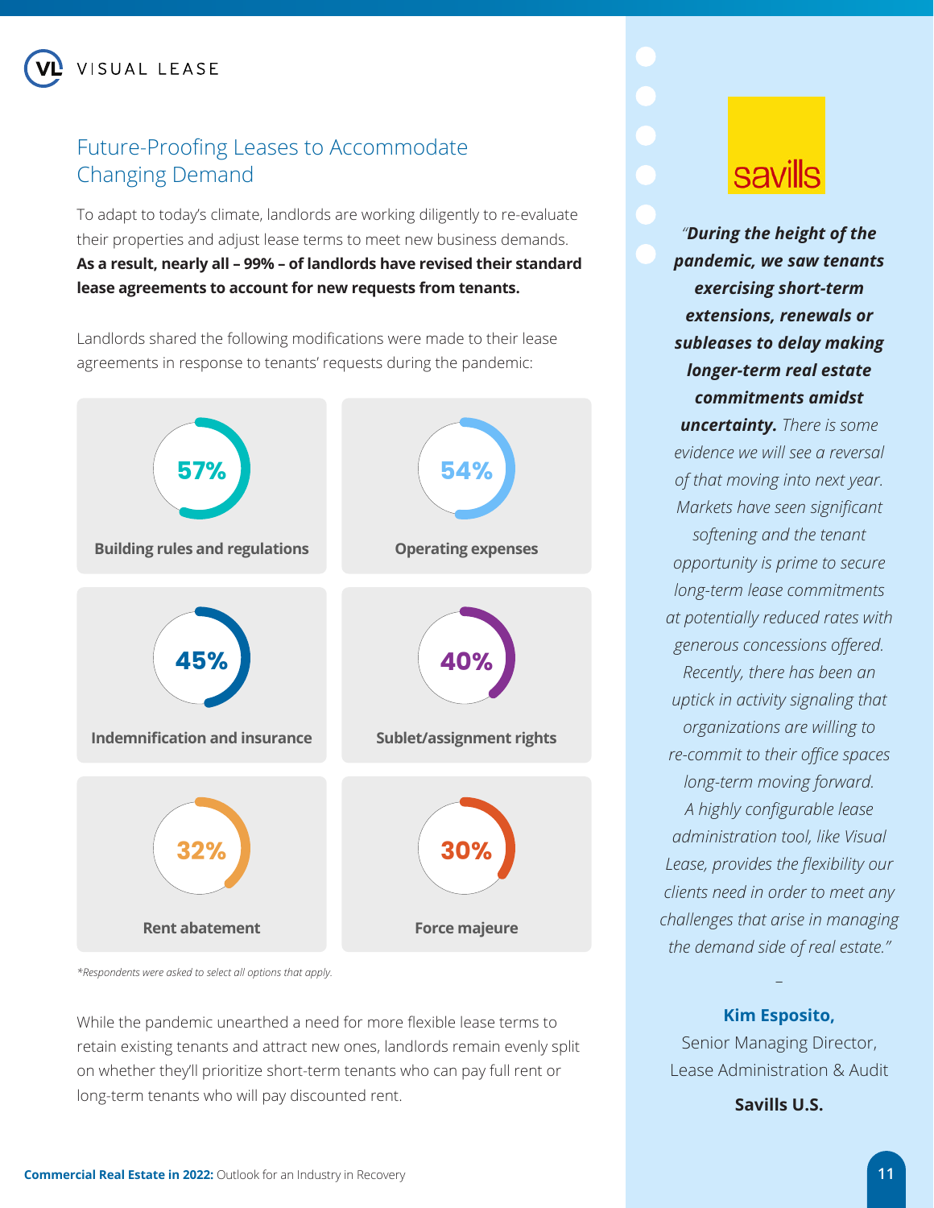## Future-Proofing Leases to Accommodate Changing Demand

To adapt to today's climate, landlords are working diligently to re-evaluate their properties and adjust lease terms to meet new business demands. **As a result, nearly all – 99% – of landlords have revised their standard lease agreements to account for new requests from tenants.**

Landlords shared the following modifications were made to their lease agreements in response to tenants' requests during the pandemic:

- **57%** Building rules and regulations
- **54%** Operating expenses
- **45%** Indemnification and insurance
- **40%** Sublet/assignment rights
- **32%** Rent abatement
- **30%** Force majeure

*\*Respondents were asked to select all options that apply.*

While the pandemic unearthed a need for more flexible lease terms to retain existing tenants and attract new ones, landlords remain evenly split on whether they'll prioritize short-term tenants who can pay full rent or long-term tenants who will pay discounted rent.

savills

*"**During the height of the pandemic, we saw tenants exercising short-term extensions, renewals or subleases to delay making longer-term real estate commitments amidst uncertainty.** There is some evidence we will see a reversal of that moving into next year. Markets have seen significant softening and the tenant opportunity is prime to secure long-term lease commitments at potentially reduced rates with generous concessions offered. Recently, there has been an uptick in activity signaling that organizations are willing to re-commit to their office spaces long-term moving forward. A highly configurable lease administration tool, like Visual Lease, provides the flexibility our clients need in order to meet any challenges that arise in managing the demand side of real estate."*

–

**Kim Esposito,**
Senior Managing Director,
Lease Administration & Audit

**Savills U.S.**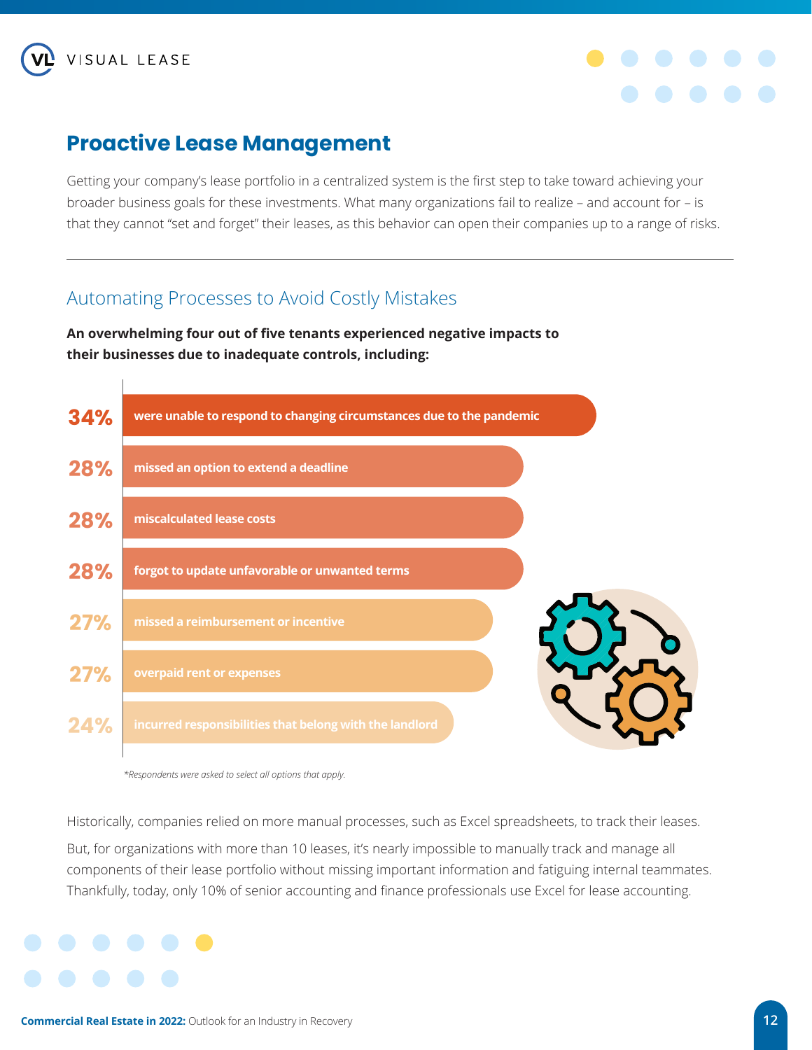## Proactive Lease Management

Getting your company's lease portfolio in a centralized system is the first step to take toward achieving your broader business goals for these investments. What many organizations fail to realize – and account for – is that they cannot "set and forget" their leases, as this behavior can open their companies up to a range of risks.

---

### Automating Processes to Avoid Costly Mistakes

**An overwhelming four out of five tenants experienced negative impacts to their businesses due to inadequate controls, including:**

| Percentage | Impact |
|---|---|
| 34% | were unable to respond to changing circumstances due to the pandemic |
| 28% | missed an option to extend a deadline |
| 28% | miscalculated lease costs |
| 28% | forgot to update unfavorable or unwanted terms |
| 27% | missed a reimbursement or incentive |
| 27% | overpaid rent or expenses |
| 24% | incurred responsibilities that belong with the landlord |

*\*Respondents were asked to select all options that apply.*

Historically, companies relied on more manual processes, such as Excel spreadsheets, to track their leases.

But, for organizations with more than 10 leases, it's nearly impossible to manually track and manage all components of their lease portfolio without missing important information and fatiguing internal teammates. Thankfully, today, only 10% of senior accounting and finance professionals use Excel for lease accounting.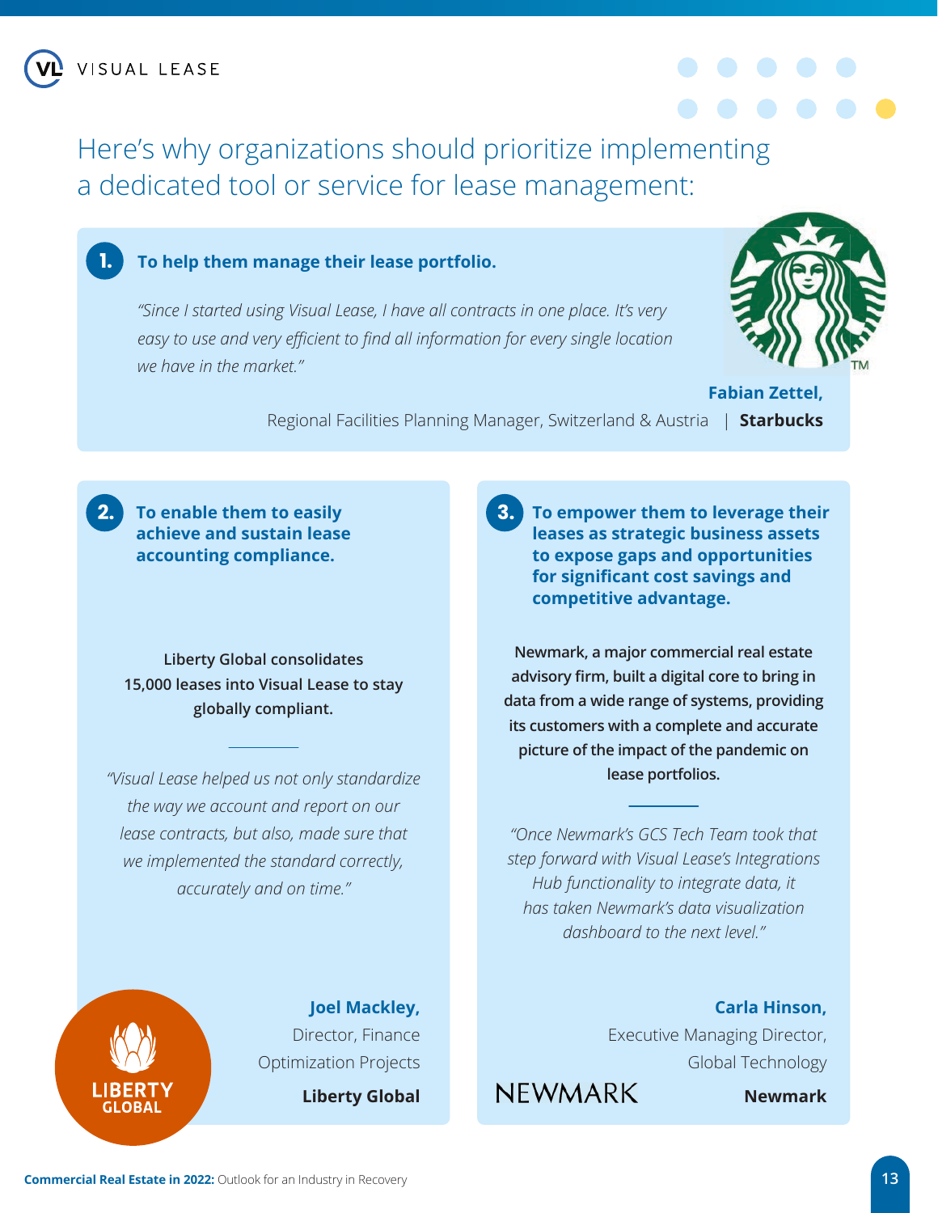## Here's why organizations should prioritize implementing a dedicated tool or service for lease management:

### 1. To help them manage their lease portfolio.

*"Since I started using Visual Lease, I have all contracts in one place. It's very easy to use and very efficient to find all information for every single location we have in the market."*

**Fabian Zettel,**
Regional Facilities Planning Manager, Switzerland & Austria | **Starbucks**

### 2. To enable them to easily achieve and sustain lease accounting compliance.

**Liberty Global consolidates 15,000 leases into Visual Lease to stay globally compliant.**

*"Visual Lease helped us not only standardize the way we account and report on our lease contracts, but also, made sure that we implemented the standard correctly, accurately and on time."*

**Joel Mackley,**
Director, Finance Optimization Projects
**Liberty Global**

### 3. To empower them to leverage their leases as strategic business assets to expose gaps and opportunities for significant cost savings and competitive advantage.

**Newmark, a major commercial real estate advisory firm, built a digital core to bring in data from a wide range of systems, providing its customers with a complete and accurate picture of the impact of the pandemic on lease portfolios.**

*"Once Newmark's GCS Tech Team took that step forward with Visual Lease's Integrations Hub functionality to integrate data, it has taken Newmark's data visualization dashboard to the next level."*

**Carla Hinson,**
Executive Managing Director, Global Technology
**Newmark**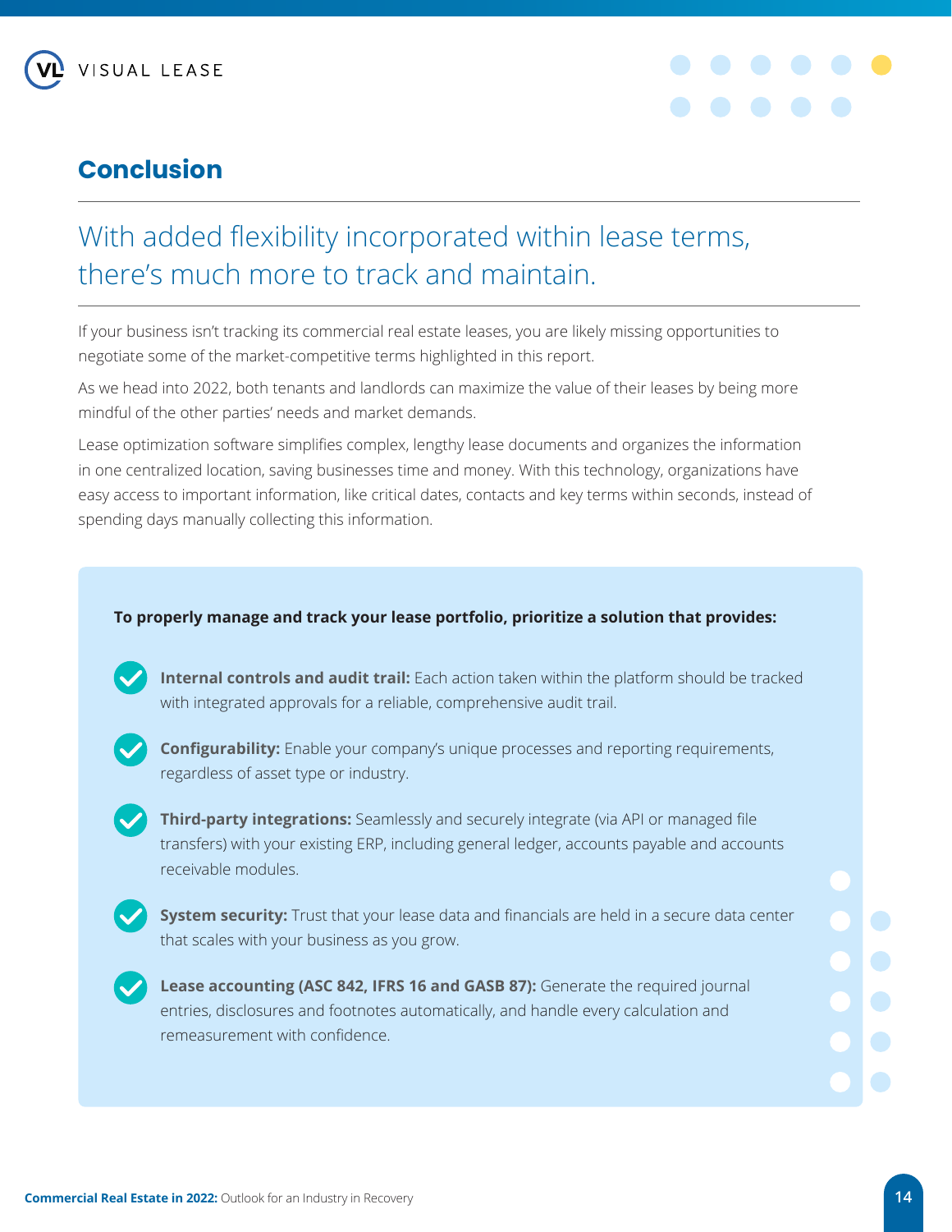## Conclusion

### With added flexibility incorporated within lease terms, there's much more to track and maintain.

If your business isn't tracking its commercial real estate leases, you are likely missing opportunities to negotiate some of the market-competitive terms highlighted in this report.

As we head into 2022, both tenants and landlords can maximize the value of their leases by being more mindful of the other parties' needs and market demands.

Lease optimization software simplifies complex, lengthy lease documents and organizes the information in one centralized location, saving businesses time and money. With this technology, organizations have easy access to important information, like critical dates, contacts and key terms within seconds, instead of spending days manually collecting this information.

**To properly manage and track your lease portfolio, prioritize a solution that provides:**

- **Internal controls and audit trail:** Each action taken within the platform should be tracked with integrated approvals for a reliable, comprehensive audit trail.
- **Configurability:** Enable your company's unique processes and reporting requirements, regardless of asset type or industry.
- **Third-party integrations:** Seamlessly and securely integrate (via API or managed file transfers) with your existing ERP, including general ledger, accounts payable and accounts receivable modules.
- **System security:** Trust that your lease data and financials are held in a secure data center that scales with your business as you grow.
- **Lease accounting (ASC 842, IFRS 16 and GASB 87):** Generate the required journal entries, disclosures and footnotes automatically, and handle every calculation and remeasurement with confidence.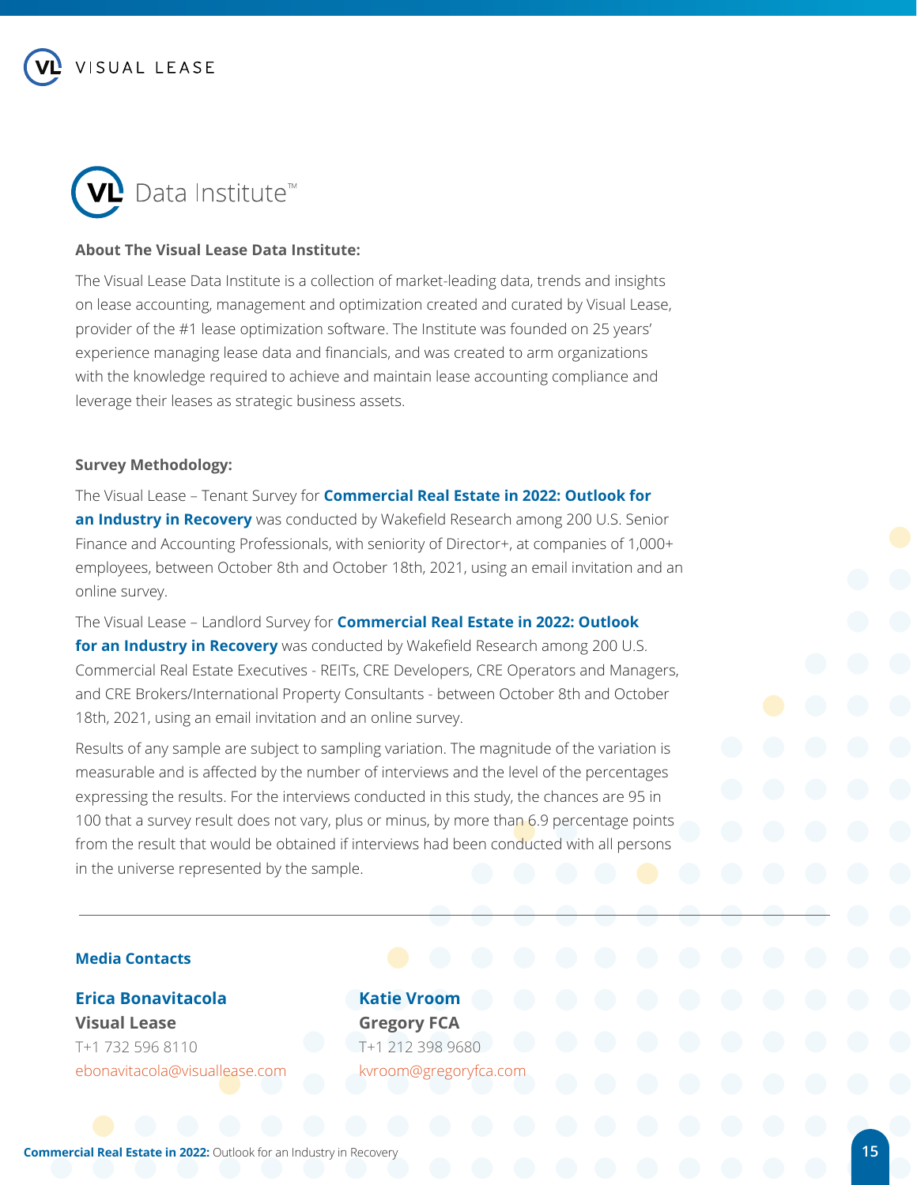Data Institute™

**About The Visual Lease Data Institute:**

The Visual Lease Data Institute is a collection of market-leading data, trends and insights on lease accounting, management and optimization created and curated by Visual Lease, provider of the #1 lease optimization software. The Institute was founded on 25 years' experience managing lease data and financials, and was created to arm organizations with the knowledge required to achieve and maintain lease accounting compliance and leverage their leases as strategic business assets.

**Survey Methodology:**

The Visual Lease – Tenant Survey for **Commercial Real Estate in 2022: Outlook for an Industry in Recovery** was conducted by Wakefield Research among 200 U.S. Senior Finance and Accounting Professionals, with seniority of Director+, at companies of 1,000+ employees, between October 8th and October 18th, 2021, using an email invitation and an online survey.

The Visual Lease – Landlord Survey for **Commercial Real Estate in 2022: Outlook for an Industry in Recovery** was conducted by Wakefield Research among 200 U.S. Commercial Real Estate Executives - REITs, CRE Developers, CRE Operators and Managers, and CRE Brokers/International Property Consultants - between October 8th and October 18th, 2021, using an email invitation and an online survey.

Results of any sample are subject to sampling variation. The magnitude of the variation is measurable and is affected by the number of interviews and the level of the percentages expressing the results. For the interviews conducted in this study, the chances are 95 in 100 that a survey result does not vary, plus or minus, by more than 6.9 percentage points from the result that would be obtained if interviews had been conducted with all persons in the universe represented by the sample.

---

**Media Contacts**

**Erica Bonavitacola**
**Visual Lease**
T+1 732 596 8110
ebonavitacola@visuallease.com

**Katie Vroom**
**Gregory FCA**
T+1 212 398 9680
kvroom@gregoryfca.com